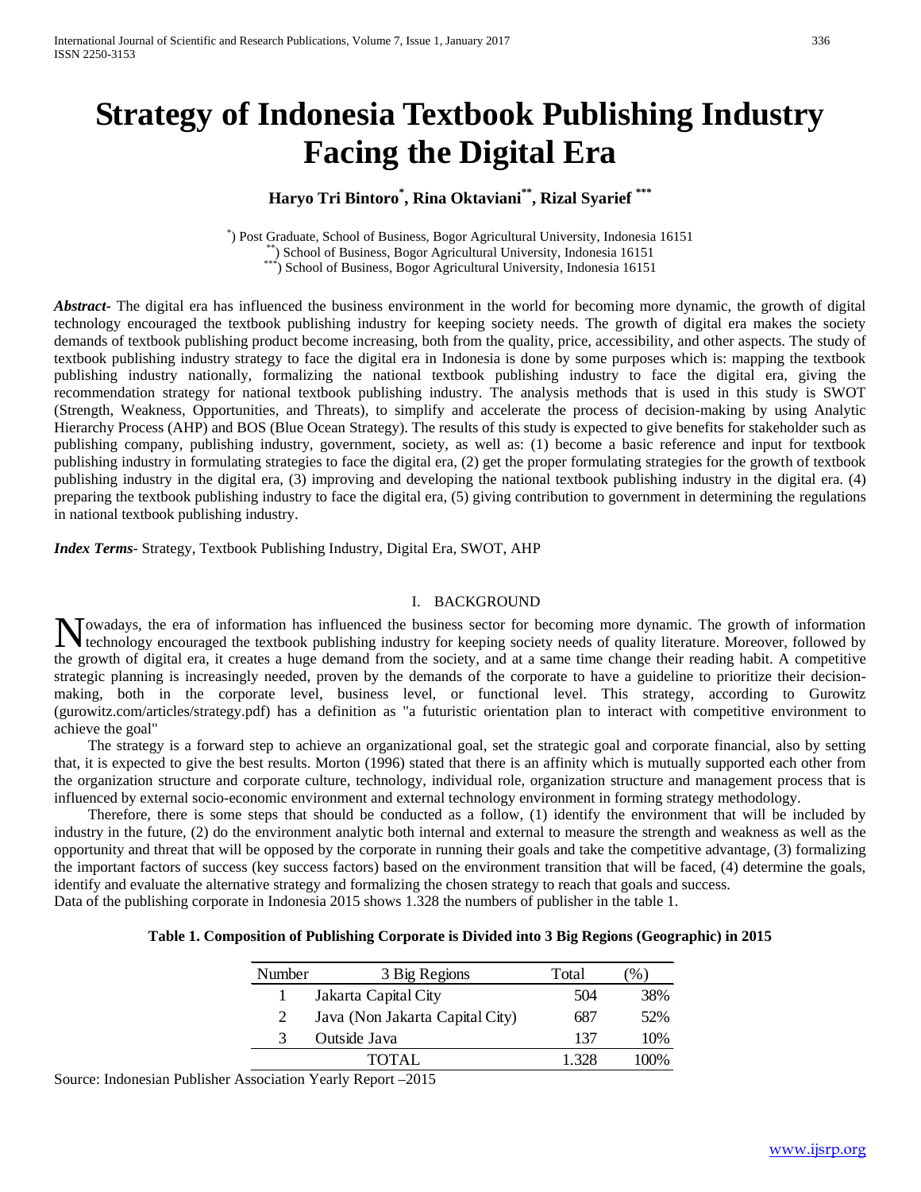# Strategy of Indonesia Textbook Publishing Industry Facing the Digital Era

**Haryo Tri Bintoro[*], Rina Oktaviani[**], Rizal Syarief [***]**

[*]) Post Graduate, School of Business, Bogor Agricultural University, Indonesia 16151
[**]) School of Business, Bogor Agricultural University, Indonesia 16151
[***]) School of Business, Bogor Agricultural University, Indonesia 16151

***Abstract*-** The digital era has influenced the business environment in the world for becoming more dynamic, the growth of digital technology encouraged the textbook publishing industry for keeping society needs. The growth of digital era makes the society demands of textbook publishing product become increasing, both from the quality, price, accessibility, and other aspects. The study of textbook publishing industry strategy to face the digital era in Indonesia is done by some purposes which is: mapping the textbook publishing industry nationally, formalizing the national textbook publishing industry to face the digital era, giving the recommendation strategy for national textbook publishing industry. The analysis methods that is used in this study is SWOT (Strength, Weakness, Opportunities, and Threats), to simplify and accelerate the process of decision-making by using Analytic Hierarchy Process (AHP) and BOS (Blue Ocean Strategy). The results of this study is expected to give benefits for stakeholder such as publishing company, publishing industry, government, society, as well as: (1) become a basic reference and input for textbook publishing industry in formulating strategies to face the digital era, (2) get the proper formulating strategies for the growth of textbook publishing industry in the digital era, (3) improving and developing the national textbook publishing industry in the digital era. (4) preparing the textbook publishing industry to face the digital era, (5) giving contribution to government in determining the regulations in national textbook publishing industry.

***Index Terms*-** Strategy, Textbook Publishing Industry, Digital Era, SWOT, AHP

## I. BACKGROUND

Nowadays, the era of information has influenced the business sector for becoming more dynamic. The growth of information technology encouraged the textbook publishing industry for keeping society needs of quality literature. Moreover, followed by the growth of digital era, it creates a huge demand from the society, and at a same time change their reading habit. A competitive strategic planning is increasingly needed, proven by the demands of the corporate to have a guideline to prioritize their decision-making, both in the corporate level, business level, or functional level. This strategy, according to Gurowitz (gurowitz.com/articles/strategy.pdf) has a definition as "a futuristic orientation plan to interact with competitive environment to achieve the goal"

The strategy is a forward step to achieve an organizational goal, set the strategic goal and corporate financial, also by setting that, it is expected to give the best results. Morton (1996) stated that there is an affinity which is mutually supported each other from the organization structure and corporate culture, technology, individual role, organization structure and management process that is influenced by external socio-economic environment and external technology environment in forming strategy methodology.

Therefore, there is some steps that should be conducted as a follow, (1) identify the environment that will be included by industry in the future, (2) do the environment analytic both internal and external to measure the strength and weakness as well as the opportunity and threat that will be opposed by the corporate in running their goals and take the competitive advantage, (3) formalizing the important factors of success (key success factors) based on the environment transition that will be faced, (4) determine the goals, identify and evaluate the alternative strategy and formalizing the chosen strategy to reach that goals and success.
Data of the publishing corporate in Indonesia 2015 shows 1.328 the numbers of publisher in the table 1.

**Table 1. Composition of Publishing Corporate is Divided into 3 Big Regions (Geographic) in 2015**

| Number | 3 Big Regions | Total | (%) |
|---|---|---|---|
| 1 | Jakarta Capital City | 504 | 38% |
| 2 | Java (Non Jakarta Capital City) | 687 | 52% |
| 3 | Outside Java | 137 | 10% |
| | TOTAL | 1.328 | 100% |

Source: Indonesian Publisher Association Yearly Report –2015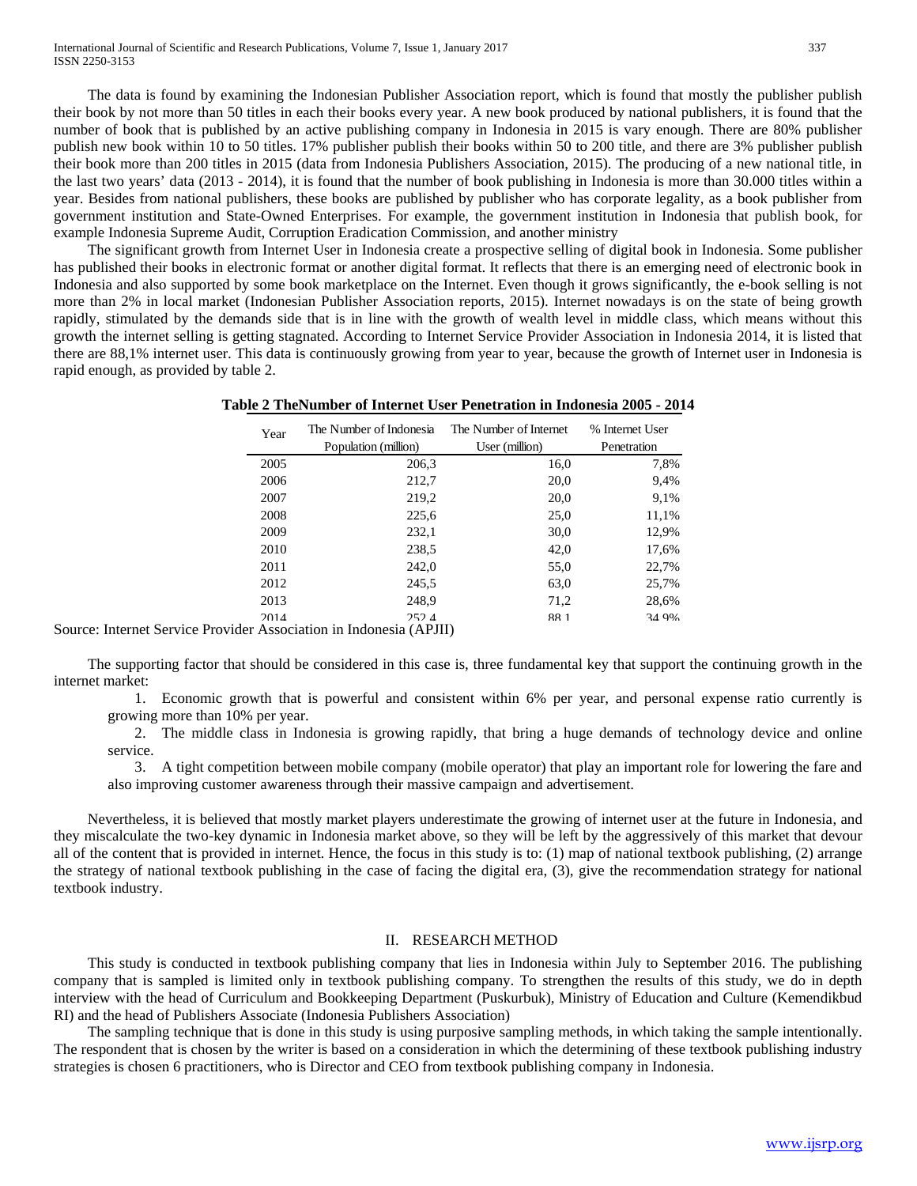The data is found by examining the Indonesian Publisher Association report, which is found that mostly the publisher publish their book by not more than 50 titles in each their books every year. A new book produced by national publishers, it is found that the number of book that is published by an active publishing company in Indonesia in 2015 is vary enough. There are 80% publisher publish new book within 10 to 50 titles. 17% publisher publish their books within 50 to 200 title, and there are 3% publisher publish their book more than 200 titles in 2015 (data from Indonesia Publishers Association, 2015). The producing of a new national title, in the last two years' data (2013 - 2014), it is found that the number of book publishing in Indonesia is more than 30.000 titles within a year. Besides from national publishers, these books are published by publisher who has corporate legality, as a book publisher from government institution and State-Owned Enterprises. For example, the government institution in Indonesia that publish book, for example Indonesia Supreme Audit, Corruption Eradication Commission, and another ministry

The significant growth from Internet User in Indonesia create a prospective selling of digital book in Indonesia. Some publisher has published their books in electronic format or another digital format. It reflects that there is an emerging need of electronic book in Indonesia and also supported by some book marketplace on the Internet. Even though it grows significantly, the e-book selling is not more than 2% in local market (Indonesian Publisher Association reports, 2015). Internet nowadays is on the state of being growth rapidly, stimulated by the demands side that is in line with the growth of wealth level in middle class, which means without this growth the internet selling is getting stagnated. According to Internet Service Provider Association in Indonesia 2014, it is listed that there are 88,1% internet user. This data is continuously growing from year to year, because the growth of Internet user in Indonesia is rapid enough, as provided by table 2.

**Table 2 TheNumber of Internet User Penetration in Indonesia 2005 - 2014**

| Year | The Number of Indonesia Population (million) | The Number of Internet User (million) | % Internet User Penetration |
|---|---|---|---|
| 2005 | 206,3 | 16,0 | 7,8% |
| 2006 | 212,7 | 20,0 | 9,4% |
| 2007 | 219,2 | 20,0 | 9,1% |
| 2008 | 225,6 | 25,0 | 11,1% |
| 2009 | 232,1 | 30,0 | 12,9% |
| 2010 | 238,5 | 42,0 | 17,6% |
| 2011 | 242,0 | 55,0 | 22,7% |
| 2012 | 245,5 | 63,0 | 25,7% |
| 2013 | 248,9 | 71,2 | 28,6% |
| 2014 | 252,4 | 88,1 | 34,9% |

Source: Internet Service Provider Association in Indonesia (APJII)

The supporting factor that should be considered in this case is, three fundamental key that support the continuing growth in the internet market:

1. Economic growth that is powerful and consistent within 6% per year, and personal expense ratio currently is growing more than 10% per year.
2. The middle class in Indonesia is growing rapidly, that bring a huge demands of technology device and online service.
3. A tight competition between mobile company (mobile operator) that play an important role for lowering the fare and also improving customer awareness through their massive campaign and advertisement.

Nevertheless, it is believed that mostly market players underestimate the growing of internet user at the future in Indonesia, and they miscalculate the two-key dynamic in Indonesia market above, so they will be left by the aggressively of this market that devour all of the content that is provided in internet. Hence, the focus in this study is to: (1) map of national textbook publishing, (2) arrange the strategy of national textbook publishing in the case of facing the digital era, (3), give the recommendation strategy for national textbook industry.

## II. RESEARCH METHOD

This study is conducted in textbook publishing company that lies in Indonesia within July to September 2016. The publishing company that is sampled is limited only in textbook publishing company. To strengthen the results of this study, we do in depth interview with the head of Curriculum and Bookkeeping Department (Puskurbuk), Ministry of Education and Culture (Kemendikbud RI) and the head of Publishers Associate (Indonesia Publishers Association)

The sampling technique that is done in this study is using purposive sampling methods, in which taking the sample intentionally. The respondent that is chosen by the writer is based on a consideration in which the determining of these textbook publishing industry strategies is chosen 6 practitioners, who is Director and CEO from textbook publishing company in Indonesia.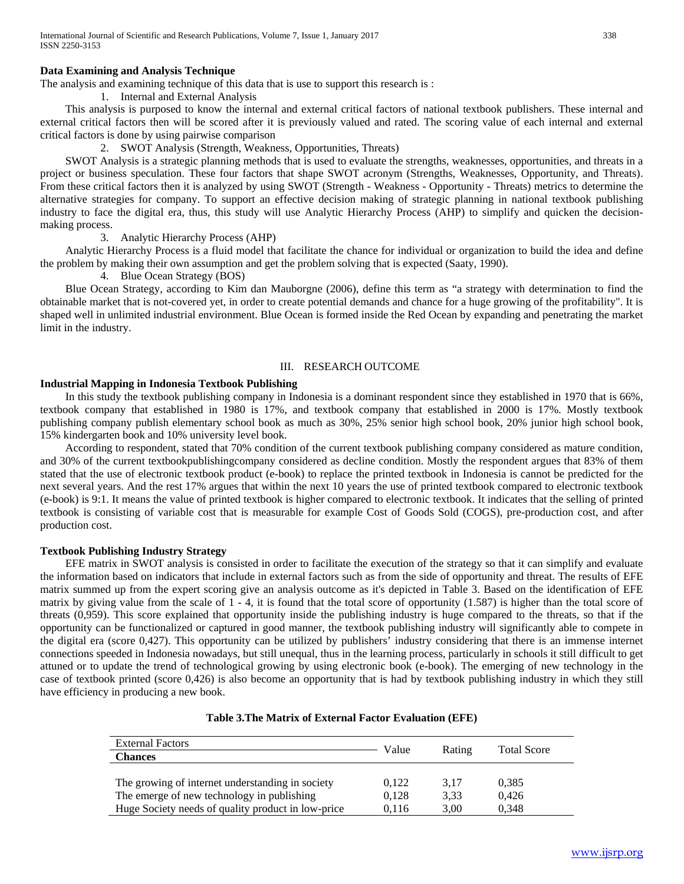**Data Examining and Analysis Technique**

The analysis and examining technique of this data that is use to support this research is :

1. Internal and External Analysis

This analysis is purposed to know the internal and external critical factors of national textbook publishers. These internal and external critical factors then will be scored after it is previously valued and rated. The scoring value of each internal and external critical factors is done by using pairwise comparison

2. SWOT Analysis (Strength, Weakness, Opportunities, Threats)

SWOT Analysis is a strategic planning methods that is used to evaluate the strengths, weaknesses, opportunities, and threats in a project or business speculation. These four factors that shape SWOT acronym (Strengths, Weaknesses, Opportunity, and Threats). From these critical factors then it is analyzed by using SWOT (Strength - Weakness - Opportunity - Threats) metrics to determine the alternative strategies for company. To support an effective decision making of strategic planning in national textbook publishing industry to face the digital era, thus, this study will use Analytic Hierarchy Process (AHP) to simplify and quicken the decision-making process.

3. Analytic Hierarchy Process (AHP)

Analytic Hierarchy Process is a fluid model that facilitate the chance for individual or organization to build the idea and define the problem by making their own assumption and get the problem solving that is expected (Saaty, 1990).

4. Blue Ocean Strategy (BOS)

Blue Ocean Strategy, according to Kim dan Mauborgne (2006), define this term as "a strategy with determination to find the obtainable market that is not-covered yet, in order to create potential demands and chance for a huge growing of the profitability". It is shaped well in unlimited industrial environment. Blue Ocean is formed inside the Red Ocean by expanding and penetrating the market limit in the industry.

## III. RESEARCH OUTCOME

**Industrial Mapping in Indonesia Textbook Publishing**

In this study the textbook publishing company in Indonesia is a dominant respondent since they established in 1970 that is 66%, textbook company that established in 1980 is 17%, and textbook company that established in 2000 is 17%. Mostly textbook publishing company publish elementary school book as much as 30%, 25% senior high school book, 20% junior high school book, 15% kindergarten book and 10% university level book.

According to respondent, stated that 70% condition of the current textbook publishing company considered as mature condition, and 30% of the current textbookpublishingcompany considered as decline condition. Mostly the respondent argues that 83% of them stated that the use of electronic textbook product (e-book) to replace the printed textbook in Indonesia is cannot be predicted for the next several years. And the rest 17% argues that within the next 10 years the use of printed textbook compared to electronic textbook (e-book) is 9:1. It means the value of printed textbook is higher compared to electronic textbook. It indicates that the selling of printed textbook is consisting of variable cost that is measurable for example Cost of Goods Sold (COGS), pre-production cost, and after production cost.

**Textbook Publishing Industry Strategy**

EFE matrix in SWOT analysis is consisted in order to facilitate the execution of the strategy so that it can simplify and evaluate the information based on indicators that include in external factors such as from the side of opportunity and threat. The results of EFE matrix summed up from the expert scoring give an analysis outcome as it's depicted in Table 3. Based on the identification of EFE matrix by giving value from the scale of 1 - 4, it is found that the total score of opportunity (1.587) is higher than the total score of threats (0,959). This score explained that opportunity inside the publishing industry is huge compared to the threats, so that if the opportunity can be functionalized or captured in good manner, the textbook publishing industry will significantly able to compete in the digital era (score 0,427). This opportunity can be utilized by publishers' industry considering that there is an immense internet connections speeded in Indonesia nowadays, but still unequal, thus in the learning process, particularly in schools it still difficult to get attuned or to update the trend of technological growing by using electronic book (e-book). The emerging of new technology in the case of textbook printed (score 0,426) is also become an opportunity that is had by textbook publishing industry in which they still have efficiency in producing a new book.

**Table 3.The Matrix of External Factor Evaluation (EFE)**

| External Factors<br>**Chances** | Value | Rating | Total Score |
|---|---|---|---|
| The growing of internet understanding in society | 0,122 | 3,17 | 0,385 |
| The emerge of new technology in publishing | 0,128 | 3,33 | 0,426 |
| Huge Society needs of quality product in low-price | 0,116 | 3,00 | 0,348 |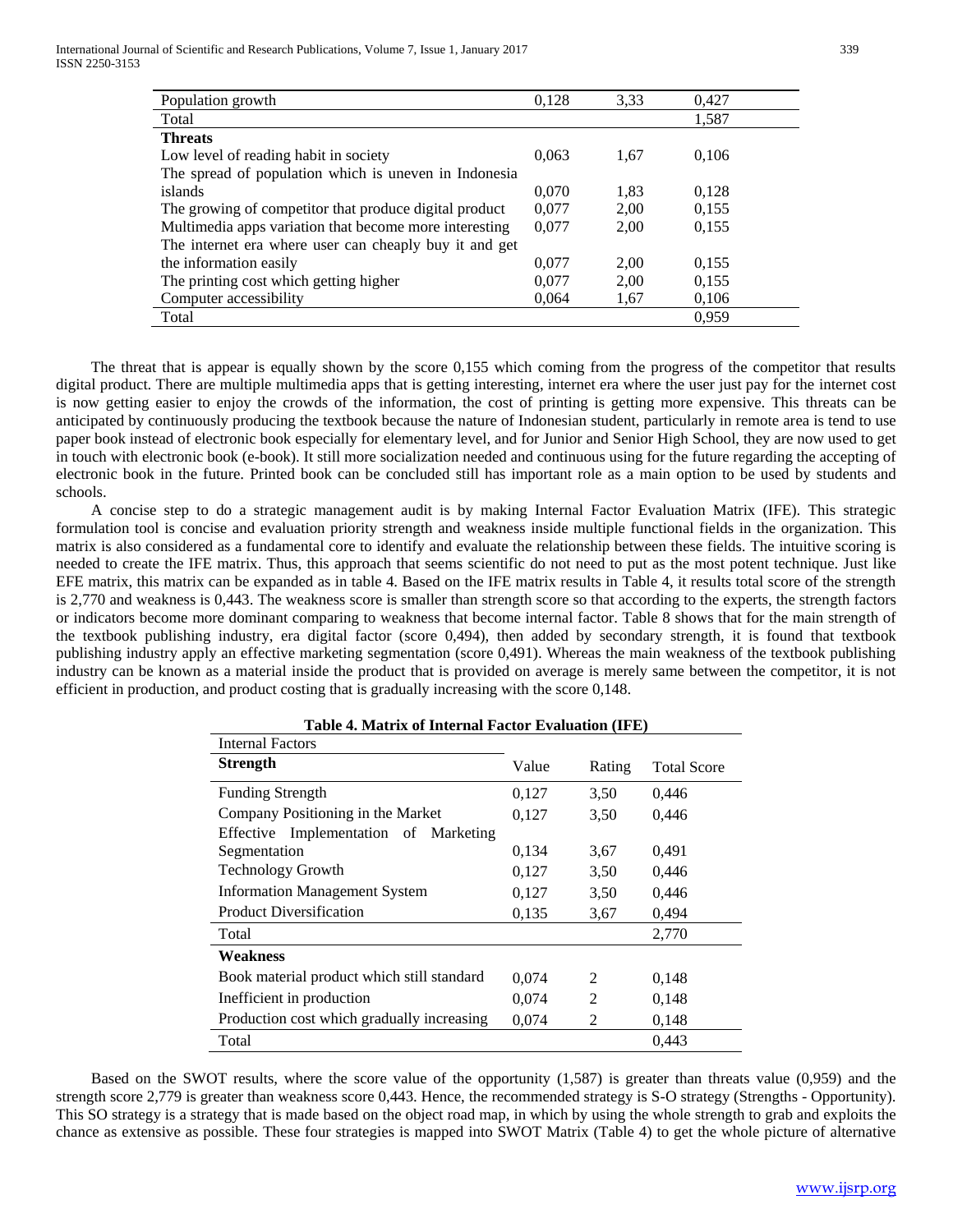| | | | |
|---|---|---|---|
| Population growth | 0,128 | 3,33 | 0,427 |
| Total | | | 1,587 |
| **Threats** | | | |
| Low level of reading habit in society | 0,063 | 1,67 | 0,106 |
| The spread of population which is uneven in Indonesia islands | 0,070 | 1,83 | 0,128 |
| The growing of competitor that produce digital product | 0,077 | 2,00 | 0,155 |
| Multimedia apps variation that become more interesting | 0,077 | 2,00 | 0,155 |
| The internet era where user can cheaply buy it and get the information easily | 0,077 | 2,00 | 0,155 |
| The printing cost which getting higher | 0,077 | 2,00 | 0,155 |
| Computer accessibility | 0,064 | 1,67 | 0,106 |
| Total | | | 0,959 |

The threat that is appear is equally shown by the score 0,155 which coming from the progress of the competitor that results digital product. There are multiple multimedia apps that is getting interesting, internet era where the user just pay for the internet cost is now getting easier to enjoy the crowds of the information, the cost of printing is getting more expensive. This threats can be anticipated by continuously producing the textbook because the nature of Indonesian student, particularly in remote area is tend to use paper book instead of electronic book especially for elementary level, and for Junior and Senior High School, they are now used to get in touch with electronic book (e-book). It still more socialization needed and continuous using for the future regarding the accepting of electronic book in the future. Printed book can be concluded still has important role as a main option to be used by students and schools.

A concise step to do a strategic management audit is by making Internal Factor Evaluation Matrix (IFE). This strategic formulation tool is concise and evaluation priority strength and weakness inside multiple functional fields in the organization. This matrix is also considered as a fundamental core to identify and evaluate the relationship between these fields. The intuitive scoring is needed to create the IFE matrix. Thus, this approach that seems scientific do not need to put as the most potent technique. Just like EFE matrix, this matrix can be expanded as in table 4. Based on the IFE matrix results in Table 4, it results total score of the strength is 2,770 and weakness is 0,443. The weakness score is smaller than strength score so that according to the experts, the strength factors or indicators become more dominant comparing to weakness that become internal factor. Table 8 shows that for the main strength of the textbook publishing industry, era digital factor (score 0,494), then added by secondary strength, it is found that textbook publishing industry apply an effective marketing segmentation (score 0,491). Whereas the main weakness of the textbook publishing industry can be known as a material inside the product that is provided on average is merely same between the competitor, it is not efficient in production, and product costing that is gradually increasing with the score 0,148.

**Table 4. Matrix of Internal Factor Evaluation (IFE)**

| Internal Factors | | | |
|---|---|---|---|
| **Strength** | Value | Rating | Total Score |
| Funding Strength | 0,127 | 3,50 | 0,446 |
| Company Positioning in the Market | 0,127 | 3,50 | 0,446 |
| Effective Implementation of Marketing Segmentation | 0,134 | 3,67 | 0,491 |
| Technology Growth | 0,127 | 3,50 | 0,446 |
| Information Management System | 0,127 | 3,50 | 0,446 |
| Product Diversification | 0,135 | 3,67 | 0,494 |
| Total | | | 2,770 |
| **Weakness** | | | |
| Book material product which still standard | 0,074 | 2 | 0,148 |
| Inefficient in production | 0,074 | 2 | 0,148 |
| Production cost which gradually increasing | 0,074 | 2 | 0,148 |
| Total | | | 0,443 |

Based on the SWOT results, where the score value of the opportunity (1,587) is greater than threats value (0,959) and the strength score 2,779 is greater than weakness score 0,443. Hence, the recommended strategy is S-O strategy (Strengths - Opportunity). This SO strategy is a strategy that is made based on the object road map, in which by using the whole strength to grab and exploits the chance as extensive as possible. These four strategies is mapped into SWOT Matrix (Table 4) to get the whole picture of alternative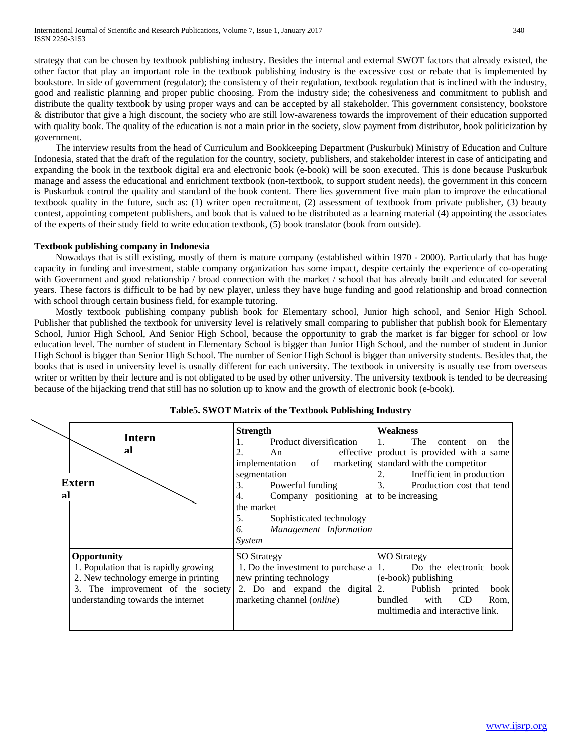strategy that can be chosen by textbook publishing industry. Besides the internal and external SWOT factors that already existed, the other factor that play an important role in the textbook publishing industry is the excessive cost or rebate that is implemented by bookstore. In side of government (regulator); the consistency of their regulation, textbook regulation that is inclined with the industry, good and realistic planning and proper public choosing. From the industry side; the cohesiveness and commitment to publish and distribute the quality textbook by using proper ways and can be accepted by all stakeholder. This government consistency, bookstore & distributor that give a high discount, the society who are still low-awareness towards the improvement of their education supported with quality book. The quality of the education is not a main prior in the society, slow payment from distributor, book politicization by government.

The interview results from the head of Curriculum and Bookkeeping Department (Puskurbuk) Ministry of Education and Culture Indonesia, stated that the draft of the regulation for the country, society, publishers, and stakeholder interest in case of anticipating and expanding the book in the textbook digital era and electronic book (e-book) will be soon executed. This is done because Puskurbuk manage and assess the educational and enrichment textbook (non-textbook, to support student needs), the government in this concern is Puskurbuk control the quality and standard of the book content. There lies government five main plan to improve the educational textbook quality in the future, such as: (1) writer open recruitment, (2) assessment of textbook from private publisher, (3) beauty contest, appointing competent publishers, and book that is valued to be distributed as a learning material (4) appointing the associates of the experts of their study field to write education textbook, (5) book translator (book from outside).

**Textbook publishing company in Indonesia**

Nowadays that is still existing, mostly of them is mature company (established within 1970 - 2000). Particularly that has huge capacity in funding and investment, stable company organization has some impact, despite certainly the experience of co-operating with Government and good relationship / broad connection with the market / school that has already built and educated for several years. These factors is difficult to be had by new player, unless they have huge funding and good relationship and broad connection with school through certain business field, for example tutoring.

Mostly textbook publishing company publish book for Elementary school, Junior high school, and Senior High School. Publisher that published the textbook for university level is relatively small comparing to publisher that publish book for Elementary School, Junior High School, And Senior High School, because the opportunity to grab the market is far bigger for school or low education level. The number of student in Elementary School is bigger than Junior High School, and the number of student in Junior High School is bigger than Senior High School. The number of Senior High School is bigger than university students. Besides that, the books that is used in university level is usually different for each university. The textbook in university is usually use from overseas writer or written by their lecture and is not obligated to be used by other university. The university textbook is tended to be decreasing because of the hijacking trend that still has no solution up to know and the growth of electronic book (e-book).

**Table5. SWOT Matrix of the Textbook Publishing Industry**

| Internal / External | **Strength**<br>1. Product diversification<br>2. An effective implementation of marketing segmentation<br>3. Powerful funding<br>4. Company positioning at the market<br>5. Sophisticated technology<br>6. *Management Information System* | **Weakness**<br>1. The content on the product is provided with a same standard with the competitor<br>2. Inefficient in production<br>3. Production cost that tend to be increasing |
|---|---|---|
| **Opportunity**<br>1. Population that is rapidly growing<br>2. New technology emerge in printing<br>3. The improvement of the society understanding towards the internet | SO Strategy<br>1. Do the investment to purchase a new printing technology<br>2. Do and expand the digital marketing channel (*online*) | WO Strategy<br>1. Do the electronic book (e-book) publishing<br>2. Publish printed book bundled with CD Rom, multimedia and interactive link. |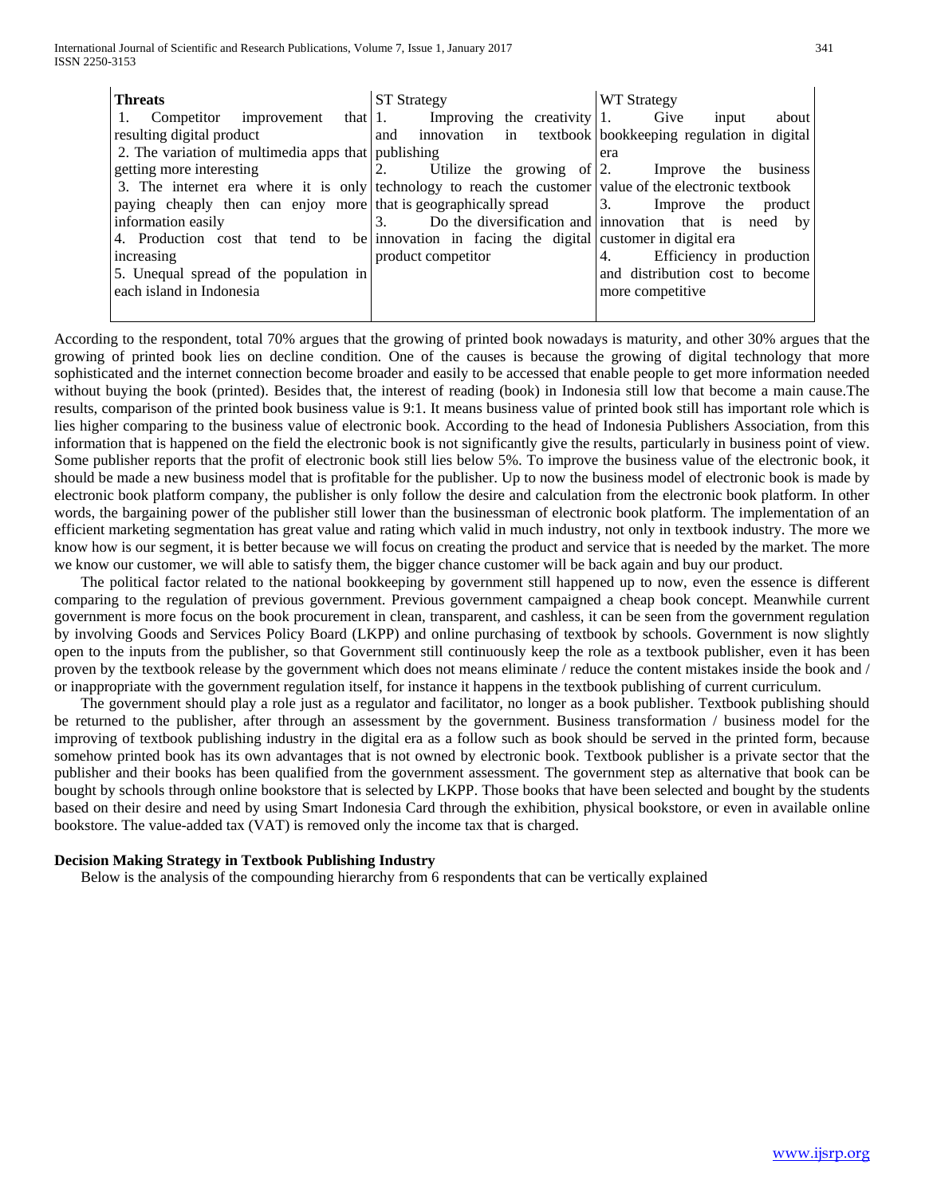| **Threats** | ST Strategy | WT Strategy |
|---|---|---|
| 1. Competitor improvement that resulting digital product<br>2. The variation of multimedia apps that getting more interesting<br>3. The internet era where it is only paying cheaply then can enjoy more information easily<br>4. Production cost that tend to be increasing<br>5. Unequal spread of the population in each island in Indonesia | 1. Improving the creativity and innovation in textbook publishing<br>2. Utilize the growing of technology to reach the customer that is geographically spread<br>3. Do the diversification and innovation in facing the digital product competitor | 1. Give input about bookkeeping regulation in digital era<br>2. Improve the business value of the electronic textbook<br>3. Improve the product innovation that is need by customer in digital era<br>4. Efficiency in production and distribution cost to become more competitive |

According to the respondent, total 70% argues that the growing of printed book nowadays is maturity, and other 30% argues that the growing of printed book lies on decline condition. One of the causes is because the growing of digital technology that more sophisticated and the internet connection become broader and easily to be accessed that enable people to get more information needed without buying the book (printed). Besides that, the interest of reading (book) in Indonesia still low that become a main cause.The results, comparison of the printed book business value is 9:1. It means business value of printed book still has important role which is lies higher comparing to the business value of electronic book. According to the head of Indonesia Publishers Association, from this information that is happened on the field the electronic book is not significantly give the results, particularly in business point of view. Some publisher reports that the profit of electronic book still lies below 5%. To improve the business value of the electronic book, it should be made a new business model that is profitable for the publisher. Up to now the business model of electronic book is made by electronic book platform company, the publisher is only follow the desire and calculation from the electronic book platform. In other words, the bargaining power of the publisher still lower than the businessman of electronic book platform. The implementation of an efficient marketing segmentation has great value and rating which valid in much industry, not only in textbook industry. The more we know how is our segment, it is better because we will focus on creating the product and service that is needed by the market. The more we know our customer, we will able to satisfy them, the bigger chance customer will be back again and buy our product.

The political factor related to the national bookkeeping by government still happened up to now, even the essence is different comparing to the regulation of previous government. Previous government campaigned a cheap book concept. Meanwhile current government is more focus on the book procurement in clean, transparent, and cashless, it can be seen from the government regulation by involving Goods and Services Policy Board (LKPP) and online purchasing of textbook by schools. Government is now slightly open to the inputs from the publisher, so that Government still continuously keep the role as a textbook publisher, even it has been proven by the textbook release by the government which does not means eliminate / reduce the content mistakes inside the book and / or inappropriate with the government regulation itself, for instance it happens in the textbook publishing of current curriculum.

The government should play a role just as a regulator and facilitator, no longer as a book publisher. Textbook publishing should be returned to the publisher, after through an assessment by the government. Business transformation / business model for the improving of textbook publishing industry in the digital era as a follow such as book should be served in the printed form, because somehow printed book has its own advantages that is not owned by electronic book. Textbook publisher is a private sector that the publisher and their books has been qualified from the government assessment. The government step as alternative that book can be bought by schools through online bookstore that is selected by LKPP. Those books that have been selected and bought by the students based on their desire and need by using Smart Indonesia Card through the exhibition, physical bookstore, or even in available online bookstore. The value-added tax (VAT) is removed only the income tax that is charged.

### Decision Making Strategy in Textbook Publishing Industry

Below is the analysis of the compounding hierarchy from 6 respondents that can be vertically explained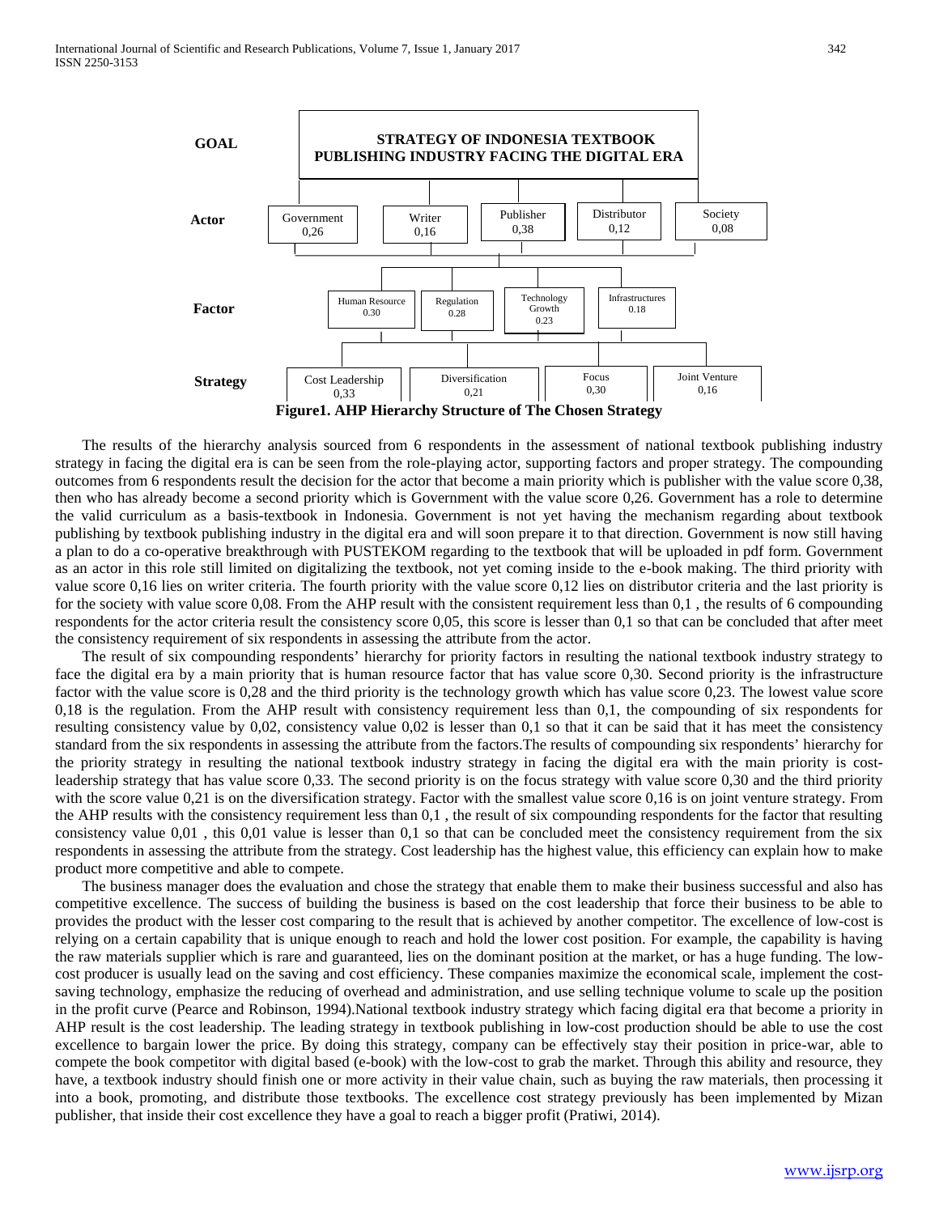**GOAL** — STRATEGY OF INDONESIA TEXTBOOK PUBLISHING INDUSTRY FACING THE DIGITAL ERA

**Actor** — Government 0,26; Writer 0,16; Publisher 0,38; Distributor 0,12; Society 0,08

**Factor** — Human Resource 0.30; Regulation 0.28; Technology Growth 0.23; Infrastructures 0.18

**Strategy** — Cost Leadership 0,33; Diversification 0,21; Focus 0,30; Joint Venture 0,16

**Figure1. AHP Hierarchy Structure of The Chosen Strategy**

The results of the hierarchy analysis sourced from 6 respondents in the assessment of national textbook publishing industry strategy in facing the digital era is can be seen from the role-playing actor, supporting factors and proper strategy. The compounding outcomes from 6 respondents result the decision for the actor that become a main priority which is publisher with the value score 0,38, then who has already become a second priority which is Government with the value score 0,26. Government has a role to determine the valid curriculum as a basis-textbook in Indonesia. Government is not yet having the mechanism regarding about textbook publishing by textbook publishing industry in the digital era and will soon prepare it to that direction. Government is now still having a plan to do a co-operative breakthrough with PUSTEKOM regarding to the textbook that will be uploaded in pdf form. Government as an actor in this role still limited on digitalizing the textbook, not yet coming inside to the e-book making. The third priority with value score 0,16 lies on writer criteria. The fourth priority with the value score 0,12 lies on distributor criteria and the last priority is for the society with value score 0,08. From the AHP result with the consistent requirement less than 0,1 , the results of 6 compounding respondents for the actor criteria result the consistency score 0,05, this score is lesser than 0,1 so that can be concluded that after meet the consistency requirement of six respondents in assessing the attribute from the actor.

The result of six compounding respondents' hierarchy for priority factors in resulting the national textbook industry strategy to face the digital era by a main priority that is human resource factor that has value score 0,30. Second priority is the infrastructure factor with the value score is 0,28 and the third priority is the technology growth which has value score 0,23. The lowest value score 0,18 is the regulation. From the AHP result with consistency requirement less than 0,1, the compounding of six respondents for resulting consistency value by 0,02, consistency value 0,02 is lesser than 0,1 so that it can be said that it has meet the consistency standard from the six respondents in assessing the attribute from the factors.The results of compounding six respondents' hierarchy for the priority strategy in resulting the national textbook industry strategy in facing the digital era with the main priority is cost-leadership strategy that has value score 0,33. The second priority is on the focus strategy with value score 0,30 and the third priority with the score value 0,21 is on the diversification strategy. Factor with the smallest value score 0,16 is on joint venture strategy. From the AHP results with the consistency requirement less than 0,1 , the result of six compounding respondents for the factor that resulting consistency value 0,01 , this 0,01 value is lesser than 0,1 so that can be concluded meet the consistency requirement from the six respondents in assessing the attribute from the strategy. Cost leadership has the highest value, this efficiency can explain how to make product more competitive and able to compete.

The business manager does the evaluation and chose the strategy that enable them to make their business successful and also has competitive excellence. The success of building the business is based on the cost leadership that force their business to be able to provides the product with the lesser cost comparing to the result that is achieved by another competitor. The excellence of low-cost is relying on a certain capability that is unique enough to reach and hold the lower cost position. For example, the capability is having the raw materials supplier which is rare and guaranteed, lies on the dominant position at the market, or has a huge funding. The low-cost producer is usually lead on the saving and cost efficiency. These companies maximize the economical scale, implement the cost-saving technology, emphasize the reducing of overhead and administration, and use selling technique volume to scale up the position in the profit curve (Pearce and Robinson, 1994).National textbook industry strategy which facing digital era that become a priority in AHP result is the cost leadership. The leading strategy in textbook publishing in low-cost production should be able to use the cost excellence to bargain lower the price. By doing this strategy, company can be effectively stay their position in price-war, able to compete the book competitor with digital based (e-book) with the low-cost to grab the market. Through this ability and resource, they have, a textbook industry should finish one or more activity in their value chain, such as buying the raw materials, then processing it into a book, promoting, and distribute those textbooks. The excellence cost strategy previously has been implemented by Mizan publisher, that inside their cost excellence they have a goal to reach a bigger profit (Pratiwi, 2014).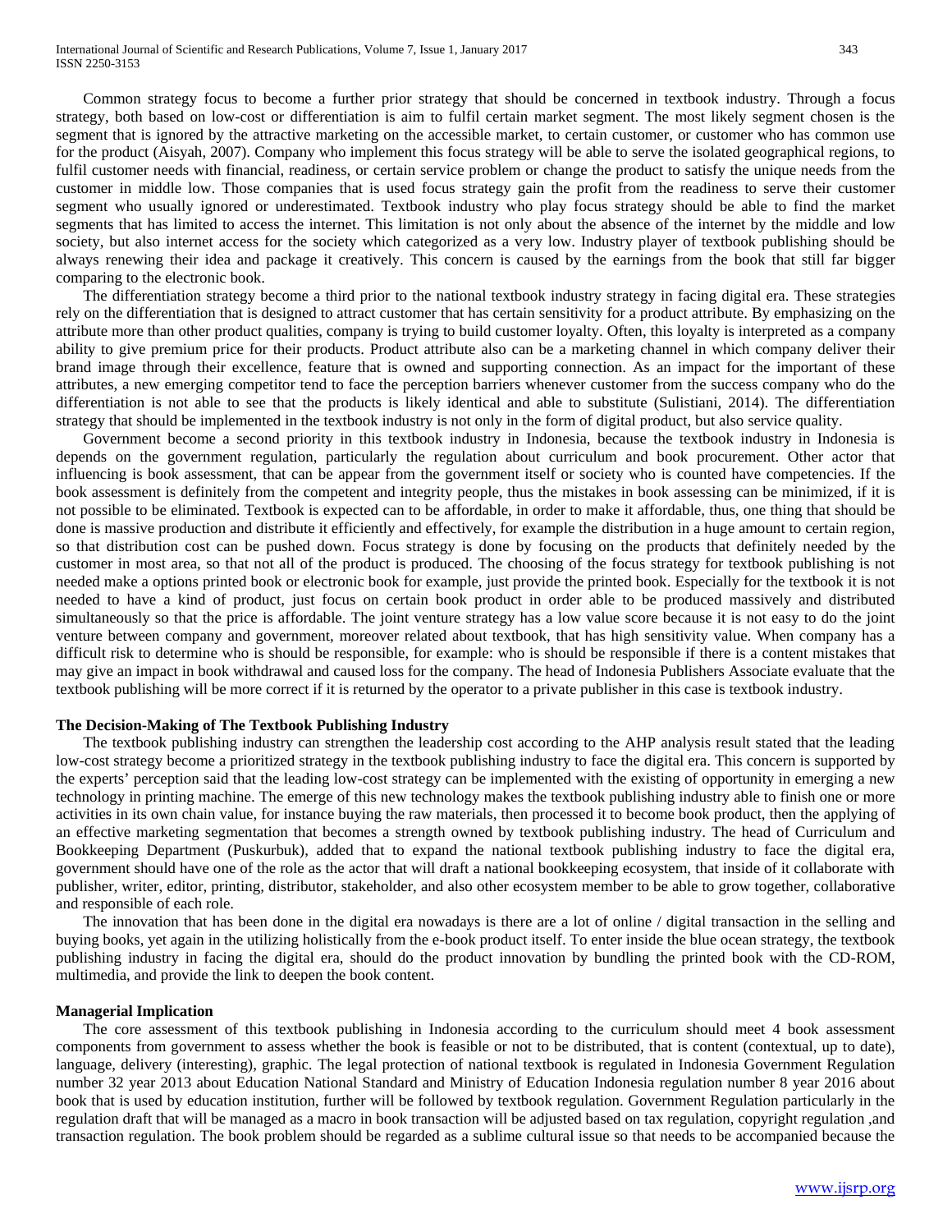Common strategy focus to become a further prior strategy that should be concerned in textbook industry. Through a focus strategy, both based on low-cost or differentiation is aim to fulfil certain market segment. The most likely segment chosen is the segment that is ignored by the attractive marketing on the accessible market, to certain customer, or customer who has common use for the product (Aisyah, 2007). Company who implement this focus strategy will be able to serve the isolated geographical regions, to fulfil customer needs with financial, readiness, or certain service problem or change the product to satisfy the unique needs from the customer in middle low. Those companies that is used focus strategy gain the profit from the readiness to serve their customer segment who usually ignored or underestimated. Textbook industry who play focus strategy should be able to find the market segments that has limited to access the internet. This limitation is not only about the absence of the internet by the middle and low society, but also internet access for the society which categorized as a very low. Industry player of textbook publishing should be always renewing their idea and package it creatively. This concern is caused by the earnings from the book that still far bigger comparing to the electronic book.

The differentiation strategy become a third prior to the national textbook industry strategy in facing digital era. These strategies rely on the differentiation that is designed to attract customer that has certain sensitivity for a product attribute. By emphasizing on the attribute more than other product qualities, company is trying to build customer loyalty. Often, this loyalty is interpreted as a company ability to give premium price for their products. Product attribute also can be a marketing channel in which company deliver their brand image through their excellence, feature that is owned and supporting connection. As an impact for the important of these attributes, a new emerging competitor tend to face the perception barriers whenever customer from the success company who do the differentiation is not able to see that the products is likely identical and able to substitute (Sulistiani, 2014). The differentiation strategy that should be implemented in the textbook industry is not only in the form of digital product, but also service quality.

Government become a second priority in this textbook industry in Indonesia, because the textbook industry in Indonesia is depends on the government regulation, particularly the regulation about curriculum and book procurement. Other actor that influencing is book assessment, that can be appear from the government itself or society who is counted have competencies. If the book assessment is definitely from the competent and integrity people, thus the mistakes in book assessing can be minimized, if it is not possible to be eliminated. Textbook is expected can to be affordable, in order to make it affordable, thus, one thing that should be done is massive production and distribute it efficiently and effectively, for example the distribution in a huge amount to certain region, so that distribution cost can be pushed down. Focus strategy is done by focusing on the products that definitely needed by the customer in most area, so that not all of the product is produced. The choosing of the focus strategy for textbook publishing is not needed make a options printed book or electronic book for example, just provide the printed book. Especially for the textbook it is not needed to have a kind of product, just focus on certain book product in order able to be produced massively and distributed simultaneously so that the price is affordable. The joint venture strategy has a low value score because it is not easy to do the joint venture between company and government, moreover related about textbook, that has high sensitivity value. When company has a difficult risk to determine who is should be responsible, for example: who is should be responsible if there is a content mistakes that may give an impact in book withdrawal and caused loss for the company. The head of Indonesia Publishers Associate evaluate that the textbook publishing will be more correct if it is returned by the operator to a private publisher in this case is textbook industry.

### The Decision-Making of The Textbook Publishing Industry

The textbook publishing industry can strengthen the leadership cost according to the AHP analysis result stated that the leading low-cost strategy become a prioritized strategy in the textbook publishing industry to face the digital era. This concern is supported by the experts' perception said that the leading low-cost strategy can be implemented with the existing of opportunity in emerging a new technology in printing machine. The emerge of this new technology makes the textbook publishing industry able to finish one or more activities in its own chain value, for instance buying the raw materials, then processed it to become book product, then the applying of an effective marketing segmentation that becomes a strength owned by textbook publishing industry. The head of Curriculum and Bookkeeping Department (Puskurbuk), added that to expand the national textbook publishing industry to face the digital era, government should have one of the role as the actor that will draft a national bookkeeping ecosystem, that inside of it collaborate with publisher, writer, editor, printing, distributor, stakeholder, and also other ecosystem member to be able to grow together, collaborative and responsible of each role.

The innovation that has been done in the digital era nowadays is there are a lot of online / digital transaction in the selling and buying books, yet again in the utilizing holistically from the e-book product itself. To enter inside the blue ocean strategy, the textbook publishing industry in facing the digital era, should do the product innovation by bundling the printed book with the CD-ROM, multimedia, and provide the link to deepen the book content.

### Managerial Implication

The core assessment of this textbook publishing in Indonesia according to the curriculum should meet 4 book assessment components from government to assess whether the book is feasible or not to be distributed, that is content (contextual, up to date), language, delivery (interesting), graphic. The legal protection of national textbook is regulated in Indonesia Government Regulation number 32 year 2013 about Education National Standard and Ministry of Education Indonesia regulation number 8 year 2016 about book that is used by education institution, further will be followed by textbook regulation. Government Regulation particularly in the regulation draft that will be managed as a macro in book transaction will be adjusted based on tax regulation, copyright regulation ,and transaction regulation. The book problem should be regarded as a sublime cultural issue so that needs to be accompanied because the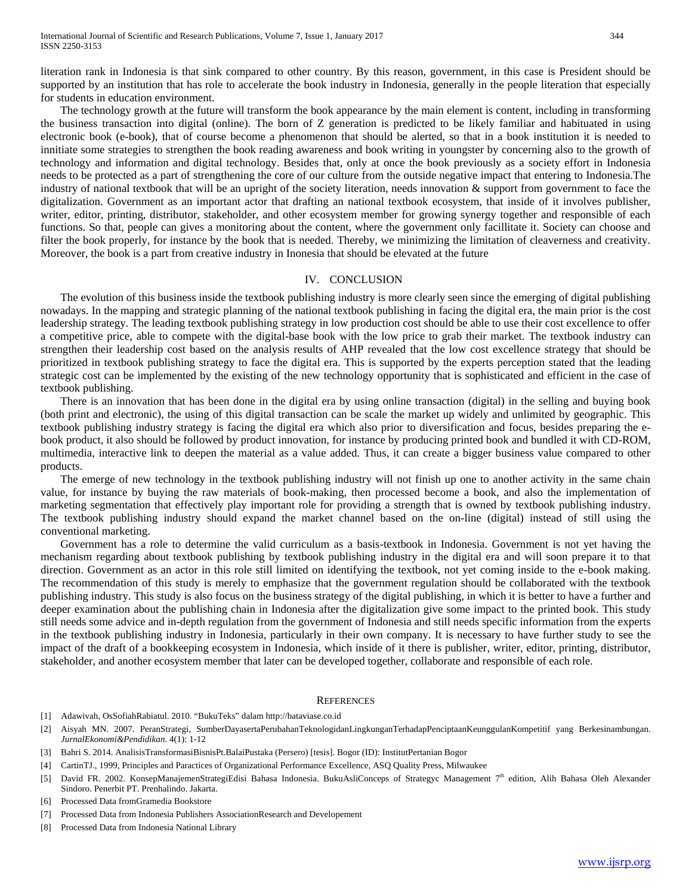literation rank in Indonesia is that sink compared to other country. By this reason, government, in this case is President should be supported by an institution that has role to accelerate the book industry in Indonesia, generally in the people literation that especially for students in education environment.

The technology growth at the future will transform the book appearance by the main element is content, including in transforming the business transaction into digital (online). The born of Z generation is predicted to be likely familiar and habituated in using electronic book (e-book), that of course become a phenomenon that should be alerted, so that in a book institution it is needed to innitiate some strategies to strengthen the book reading awareness and book writing in youngster by concerning also to the growth of technology and information and digital technology. Besides that, only at once the book previously as a society effort in Indonesia needs to be protected as a part of strengthening the core of our culture from the outside negative impact that entering to Indonesia.The industry of national textbook that will be an upright of the society literation, needs innovation & support from government to face the digitalization. Government as an important actor that drafting an national textbook ecosystem, that inside of it involves publisher, writer, editor, printing, distributor, stakeholder, and other ecosystem member for growing synergy together and responsible of each functions. So that, people can gives a monitoring about the content, where the government only facillitate it. Society can choose and filter the book properly, for instance by the book that is needed. Thereby, we minimizing the limitation of cleaverness and creativity. Moreover, the book is a part from creative industry in Inonesia that should be elevated at the future

## IV. CONCLUSION

The evolution of this business inside the textbook publishing industry is more clearly seen since the emerging of digital publishing nowadays. In the mapping and strategic planning of the national textbook publishing in facing the digital era, the main prior is the cost leadership strategy. The leading textbook publishing strategy in low production cost should be able to use their cost excellence to offer a competitive price, able to compete with the digital-base book with the low price to grab their market. The textbook industry can strengthen their leadership cost based on the analysis results of AHP revealed that the low cost excellence strategy that should be prioritized in textbook publishing strategy to face the digital era. This is supported by the experts perception stated that the leading strategic cost can be implemented by the existing of the new technology opportunity that is sophisticated and efficient in the case of textbook publishing.

There is an innovation that has been done in the digital era by using online transaction (digital) in the selling and buying book (both print and electronic), the using of this digital transaction can be scale the market up widely and unlimited by geographic. This textbook publishing industry strategy is facing the digital era which also prior to diversification and focus, besides preparing the e-book product, it also should be followed by product innovation, for instance by producing printed book and bundled it with CD-ROM, multimedia, interactive link to deepen the material as a value added. Thus, it can create a bigger business value compared to other products.

The emerge of new technology in the textbook publishing industry will not finish up one to another activity in the same chain value, for instance by buying the raw materials of book-making, then processed become a book, and also the implementation of marketing segmentation that effectively play important role for providing a strength that is owned by textbook publishing industry. The textbook publishing industry should expand the market channel based on the on-line (digital) instead of still using the conventional marketing.

Government has a role to determine the valid curriculum as a basis-textbook in Indonesia. Government is not yet having the mechanism regarding about textbook publishing by textbook publishing industry in the digital era and will soon prepare it to that direction. Government as an actor in this role still limited on identifying the textbook, not yet coming inside to the e-book making. The recommendation of this study is merely to emphasize that the government regulation should be collaborated with the textbook publishing industry. This study is also focus on the business strategy of the digital publishing, in which it is better to have a further and deeper examination about the publishing chain in Indonesia after the digitalization give some impact to the printed book. This study still needs some advice and in-depth regulation from the government of Indonesia and still needs specific information from the experts in the textbook publishing industry in Indonesia, particularly in their own company. It is necessary to have further study to see the impact of the draft of a bookkeeping ecosystem in Indonesia, which inside of it there is publisher, writer, editor, printing, distributor, stakeholder, and another ecosystem member that later can be developed together, collaborate and responsible of each role.

## REFERENCES

[1] Adawivah, OsSofiahRabiatul. 2010. "BukuTeks" dalam http://bataviase.co.id

[2] Aisyah MN. 2007. PeranStrategi, SumberDayasertaPerubahanTeknologidanLingkunganTerhadapPenciptaanKeunggulanKompetitif yang Berkesinambungan. *JurnalEkonomi&Pendidikan*. 4(1): 1-12

[3] Bahri S. 2014. AnalisisTransformasiBisnisPt.BalaiPustaka (Persero) [tesis]. Bogor (ID): InstitutPertanian Bogor

[4] CartinTJ., 1999, Principles and Paractices of Organizational Performance Excellence, ASQ Quality Press, Milwaukee

[5] David FR. 2002. KonsepManajemenStrategiEdisi Bahasa Indonesia. BukuAsliConceps of Strategyc Management 7th edition, Alih Bahasa Oleh Alexander Sindoro. Penerbit PT. Prenhalindo. Jakarta.

[6] Processed Data fromGramedia Bookstore

[7] Processed Data from Indonesia Publishers AssociationResearch and Developement

[8] Processed Data from Indonesia National Library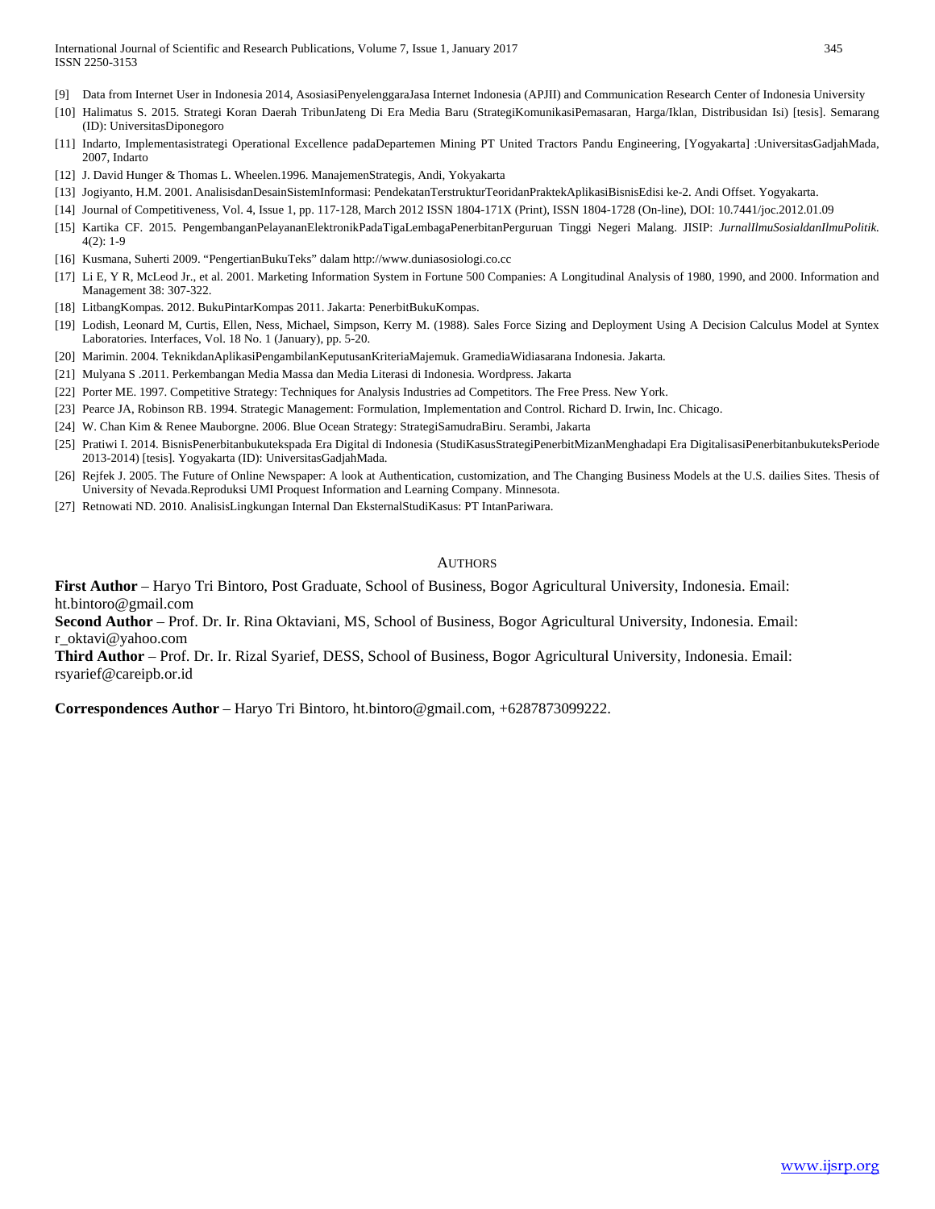[9] Data from Internet User in Indonesia 2014, AsosiasiPenyelenggaraJasa Internet Indonesia (APJII) and Communication Research Center of Indonesia University

[10] Halimatus S. 2015. Strategi Koran Daerah TribunJateng Di Era Media Baru (StrategiKomunikasiPemasaran, Harga/Iklan, Distribusidan Isi) [tesis]. Semarang (ID): UniversitasDiponegoro

[11] Indarto, Implementasistrategi Operational Excellence padaDepartemen Mining PT United Tractors Pandu Engineering, [Yogyakarta] :UniversitasGadjahMada, 2007, Indarto

[12] J. David Hunger & Thomas L. Wheelen.1996. ManajemenStrategis, Andi, Yokyakarta

[13] Jogiyanto, H.M. 2001. AnalisisdanDesainSistemInformasi: PendekatanTerstrukturTeoridanPraktekAplikasiBisnisEdisi ke-2. Andi Offset. Yogyakarta.

[14] Journal of Competitiveness, Vol. 4, Issue 1, pp. 117-128, March 2012 ISSN 1804-171X (Print), ISSN 1804-1728 (On-line), DOI: 10.7441/joc.2012.01.09

[15] Kartika CF. 2015. PengembanganPelayananElektronikPadaTigaLembagaPenerbitanPerguruan Tinggi Negeri Malang. JISIP: *JurnalIlmuSosialdanIlmuPolitik.* 4(2): 1-9

[16] Kusmana, Suherti 2009. “PengertianBukuTeks” dalam http://www.duniasosiologi.co.cc

[17] Li E, Y R, McLeod Jr., et al. 2001. Marketing Information System in Fortune 500 Companies: A Longitudinal Analysis of 1980, 1990, and 2000. Information and Management 38: 307-322.

[18] LitbangKompas. 2012. BukuPintarKompas 2011. Jakarta: PenerbitBukuKompas.

[19] Lodish, Leonard M, Curtis, Ellen, Ness, Michael, Simpson, Kerry M. (1988). Sales Force Sizing and Deployment Using A Decision Calculus Model at Syntex Laboratories. Interfaces, Vol. 18 No. 1 (January), pp. 5-20.

[20] Marimin. 2004. TeknikdanAplikasiPengambilanKeputusanKriteriaMajemuk. GramediaWidiasarana Indonesia. Jakarta.

[21] Mulyana S .2011. Perkembangan Media Massa dan Media Literasi di Indonesia. Wordpress. Jakarta

[22] Porter ME. 1997. Competitive Strategy: Techniques for Analysis Industries ad Competitors. The Free Press. New York.

[23] Pearce JA, Robinson RB. 1994. Strategic Management: Formulation, Implementation and Control. Richard D. Irwin, Inc. Chicago.

[24] W. Chan Kim & Renee Mauborgne. 2006. Blue Ocean Strategy: StrategiSamudraBiru. Serambi, Jakarta

[25] Pratiwi I. 2014. BisnisPenerbitanbukutekspada Era Digital di Indonesia (StudiKasusStrategiPenerbitMizanMenghadapi Era DigitalisasiPenerbitanbukuteksPeriode 2013-2014) [tesis]. Yogyakarta (ID): UniversitasGadjahMada.

[26] Rejfek J. 2005. The Future of Online Newspaper: A look at Authentication, customization, and The Changing Business Models at the U.S. dailies Sites. Thesis of University of Nevada.Reproduksi UMI Proquest Information and Learning Company. Minnesota.

[27] Retnowati ND. 2010. AnalisisLingkungan Internal Dan EksternalStudiKasus: PT IntanPariwara.

## Authors

**First Author** – Haryo Tri Bintoro, Post Graduate, School of Business, Bogor Agricultural University, Indonesia. Email: ht.bintoro@gmail.com

**Second Author** – Prof. Dr. Ir. Rina Oktaviani, MS, School of Business, Bogor Agricultural University, Indonesia. Email: r_oktavi@yahoo.com

**Third Author** – Prof. Dr. Ir. Rizal Syarief, DESS, School of Business, Bogor Agricultural University, Indonesia. Email: rsyarief@careipb.or.id

**Correspondences Author** – Haryo Tri Bintoro, ht.bintoro@gmail.com, +6287873099222.